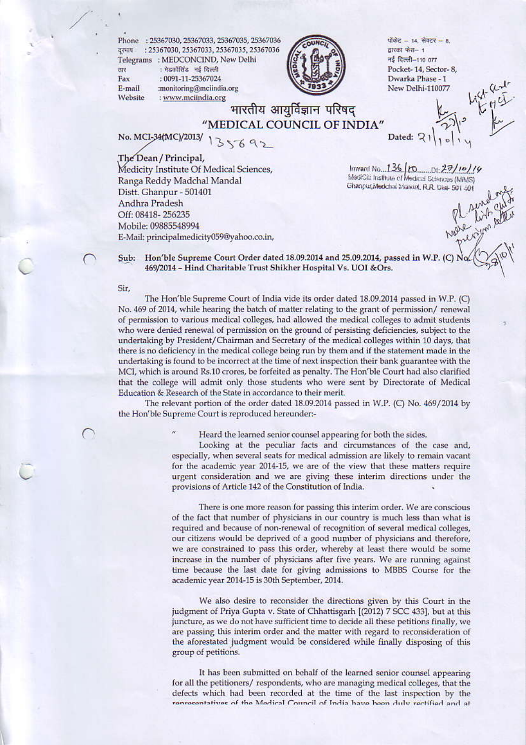Phone : 25367030, 25367033, 25367035, 25367036
दूरभाष : 25367030, 25367033, 25367035, 25367036
Telegrams : MEDCONCIND, New Delhi
तार : मेडकॉसिंड नई दिल्ली
Fax : 0091-11-25367024
E-mail :monitoring@mciindia.org
Website : www.mciindia.org

पॉकेट – 14, सेक्टर – 8,
द्वारका फेस– 1
नई दिल्ली–110 077
Pocket- 14, Sector- 8,
Dwarka Phase - 1
New Delhi-110077

# भारतीय आयुर्विज्ञान परिषद्
# "MEDICAL COUNCIL OF INDIA"

No. MCI-34(MC)/2013/ 135692

Dated: 21/10/14

The Dean / Principal,
Medicity Institute Of Medical Sciences,
Ranga Reddy Madchal Mandal
Distt. Ghanpur - 501401
Andhra Pradesh
Off: 08418- 256235
Mobile: 09885548994
E-Mail: principalmedicity059@yahoo.co.in,

Inward No. 136 /to Dt: 27/10/14
MediCiti Institute of Medical Sciences (MIMS)
Ghanpur, Medchal Mandal, R.R. Dist- 501 401

**Sub: Hon'ble Supreme Court Order dated 18.09.2014 and 25.09.2014, passed in W.P. (C) No. 469/2014 – Hind Charitable Trust Shikher Hospital Vs. UOI &Ors.**

Sir,

The Hon'ble Supreme Court of India vide its order dated 18.09.2014 passed in W.P. (C) No. 469 of 2014, while hearing the batch of matter relating to the grant of permission/ renewal of permission to various medical colleges, had allowed the medical colleges to admit students who were denied renewal of permission on the ground of persisting deficiencies, subject to the undertaking by President/Chairman and Secretary of the medical colleges within 10 days, that there is no deficiency in the medical college being run by them and if the statement made in the undertaking is found to be incorrect at the time of next inspection their bank guarantee with the MCI, which is around Rs.10 crores, be forfeited as penalty. The Hon'ble Court had also clarified that the college will admit only those students who were sent by Directorate of Medical Education & Research of the State in accordance to their merit.

The relevant portion of the order dated 18.09.2014 passed in W.P. (C) No. 469/2014 by the Hon'ble Supreme Court is reproduced hereunder:-

> " Heard the learned senior counsel appearing for both the sides.
>
> Looking at the peculiar facts and circumstances of the case and, especially, when several seats for medical admission are likely to remain vacant for the academic year 2014-15, we are of the view that these matters require urgent consideration and we are giving these interim directions under the provisions of Article 142 of the Constitution of India.
>
> There is one more reason for passing this interim order. We are conscious of the fact that number of physicians in our country is much less than what is required and because of non-renewal of recognition of several medical colleges, our citizens would be deprived of a good number of physicians and therefore, we are constrained to pass this order, whereby at least there would be some increase in the number of physicians after five years. We are running against time because the last date for giving admissions to MBBS Course for the academic year 2014-15 is 30th September, 2014.
>
> We also desire to reconsider the directions given by this Court in the judgment of Priya Gupta v. State of Chhattisgarh [(2012) 7 SCC 433], but at this juncture, as we do not have sufficient time to decide all these petitions finally, we are passing this interim order and the matter with regard to reconsideration of the aforestated judgment would be considered while finally disposing of this group of petitions.
>
> It has been submitted on behalf of the learned senior counsel appearing for all the petitioners/ respondents, who are managing medical colleges, that the defects which had been recorded at the time of the last inspection by the representatives of the Medical Council of India have been duly rectified and at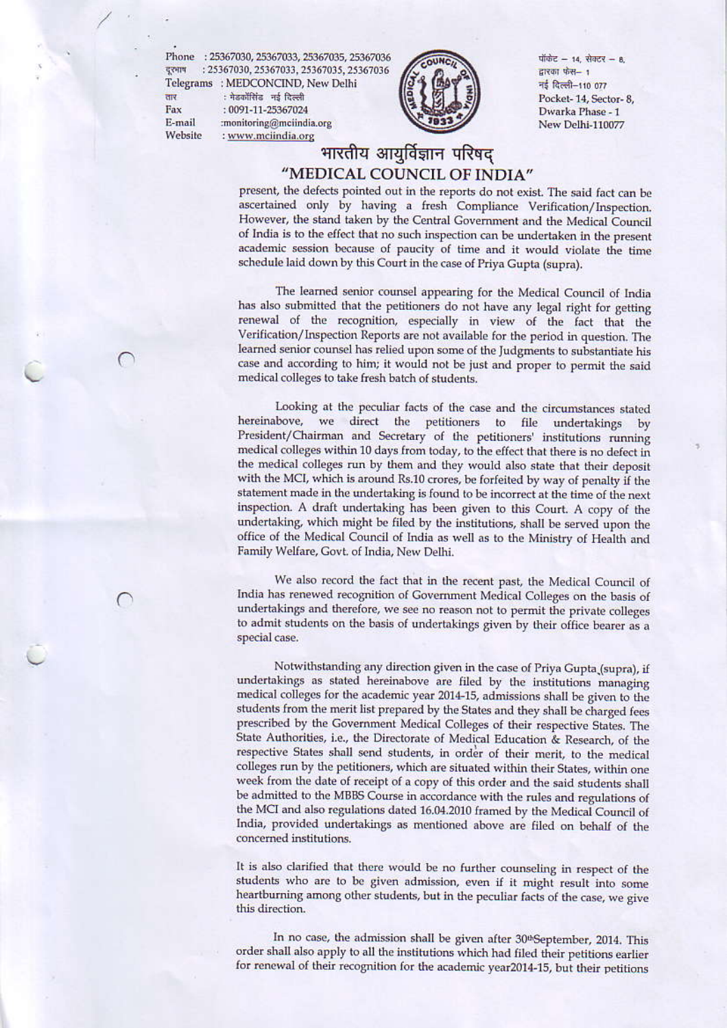present, the defects pointed out in the reports do not exist. The said fact can be ascertained only by having a fresh Compliance Verification/Inspection. However, the stand taken by the Central Government and the Medical Council of India is to the effect that no such inspection can be undertaken in the present academic session because of paucity of time and it would violate the time schedule laid down by this Court in the case of Priya Gupta (supra).

The learned senior counsel appearing for the Medical Council of India has also submitted that the petitioners do not have any legal right for getting renewal of the recognition, especially in view of the fact that the Verification/Inspection Reports are not available for the period in question. The learned senior counsel has relied upon some of the Judgments to substantiate his case and according to him; it would not be just and proper to permit the said medical colleges to take fresh batch of students.

Looking at the peculiar facts of the case and the circumstances stated hereinabove, we direct the petitioners to file undertakings by President/Chairman and Secretary of the petitioners' institutions running medical colleges within 10 days from today, to the effect that there is no defect in the medical colleges run by them and they would also state that their deposit with the MCI, which is around Rs.10 crores, be forfeited by way of penalty if the statement made in the undertaking is found to be incorrect at the time of the next inspection. A draft undertaking has been given to this Court. A copy of the undertaking, which might be filed by the institutions, shall be served upon the office of the Medical Council of India as well as to the Ministry of Health and Family Welfare, Govt. of India, New Delhi.

We also record the fact that in the recent past, the Medical Council of India has renewed recognition of Government Medical Colleges on the basis of undertakings and therefore, we see no reason not to permit the private colleges to admit students on the basis of undertakings given by their office bearer as a special case.

Notwithstanding any direction given in the case of Priya Gupta (supra), if undertakings as stated hereinabove are filed by the institutions managing medical colleges for the academic year 2014-15, admissions shall be given to the students from the merit list prepared by the States and they shall be charged fees prescribed by the Government Medical Colleges of their respective States. The State Authorities, i.e., the Directorate of Medical Education & Research, of the respective States shall send students, in order of their merit, to the medical colleges run by the petitioners, which are situated within their States, within one week from the date of receipt of a copy of this order and the said students shall be admitted to the MBBS Course in accordance with the rules and regulations of the MCI and also regulations dated 16.04.2010 framed by the Medical Council of India, provided undertakings as mentioned above are filed on behalf of the concerned institutions.

It is also clarified that there would be no further counseling in respect of the students who are to be given admission, even if it might result into some heartburning among other students, but in the peculiar facts of the case, we give this direction.

In no case, the admission shall be given after 30th September, 2014. This order shall also apply to all the institutions which had filed their petitions earlier for renewal of their recognition for the academic year2014-15, but their petitions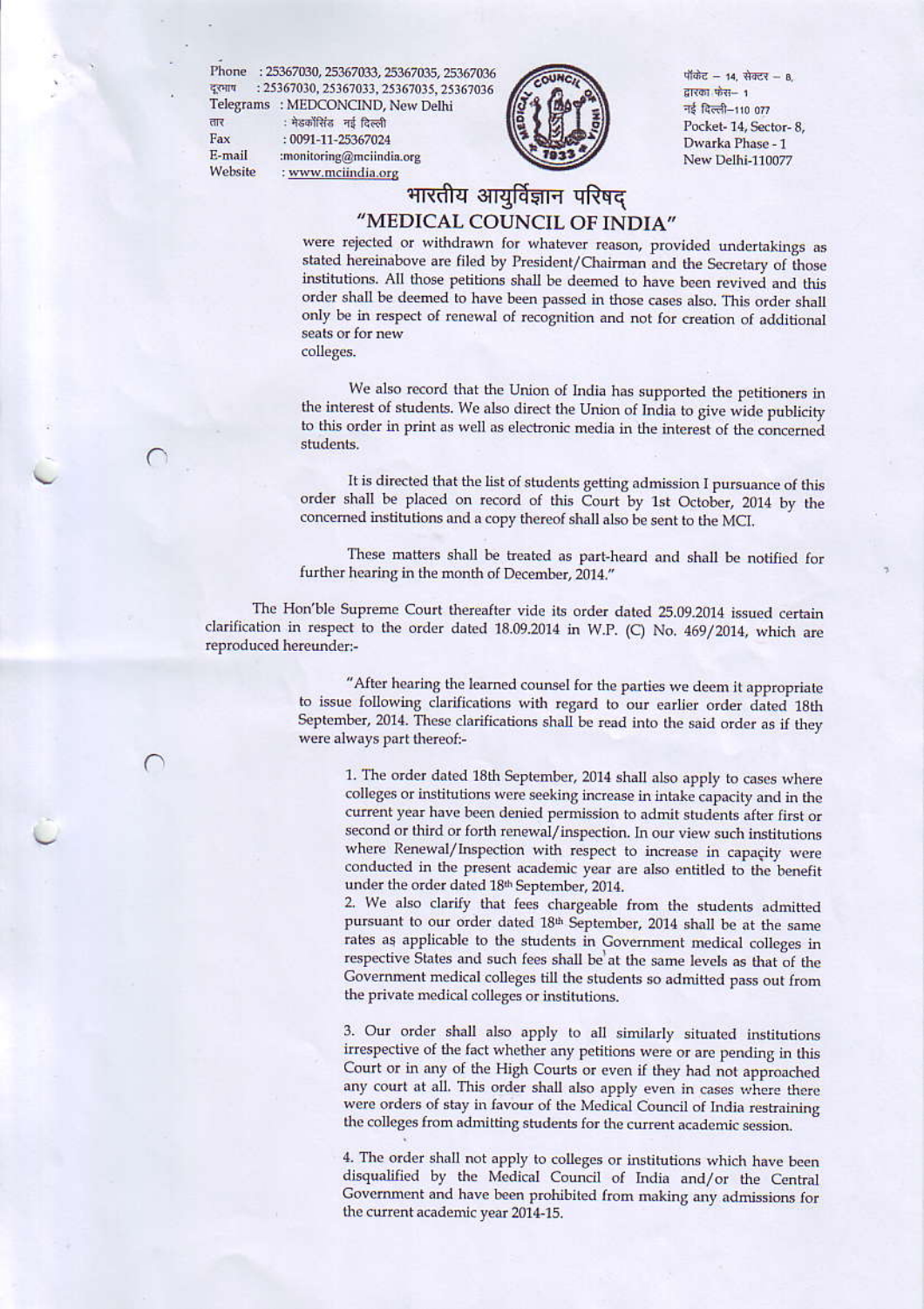Phone : 25367030, 25367033, 25367035, 25367036
दूरभाष : 25367030, 25367033, 25367035, 25367036
Telegrams : MEDCONCIND, New Delhi
तार : मेडकॉसिंड नई दिल्ली
Fax : 0091-11-25367024
E-mail :monitoring@mciindia.org
Website : www.mciindia.org

पॉकेट – 14, सेक्टर – 8,
द्वारका फेस– 1
नई दिल्ली–110 077
Pocket- 14, Sector- 8,
Dwarka Phase - 1
New Delhi-110077

# भारतीय आयुर्विज्ञान परिषद्
# "MEDICAL COUNCIL OF INDIA"

> were rejected or withdrawn for whatever reason, provided undertakings as stated hereinabove are filed by President/Chairman and the Secretary of those institutions. All those petitions shall be deemed to have been revived and this order shall be deemed to have been passed in those cases also. This order shall only be in respect of renewal of recognition and not for creation of additional seats or for new colleges.
>
> We also record that the Union of India has supported the petitioners in the interest of students. We also direct the Union of India to give wide publicity to this order in print as well as electronic media in the interest of the concerned students.
>
> It is directed that the list of students getting admission I pursuance of this order shall be placed on record of this Court by 1st October, 2014 by the concerned institutions and a copy thereof shall also be sent to the MCI.
>
> These matters shall be treated as part-heard and shall be notified for further hearing in the month of December, 2014."

The Hon'ble Supreme Court thereafter vide its order dated 25.09.2014 issued certain clarification in respect to the order dated 18.09.2014 in W.P. (C) No. 469/2014, which are reproduced hereunder:-

> "After hearing the learned counsel for the parties we deem it appropriate to issue following clarifications with regard to our earlier order dated 18th September, 2014. These clarifications shall be read into the said order as if they were always part thereof:-
>
> 1. The order dated 18th September, 2014 shall also apply to cases where colleges or institutions were seeking increase in intake capacity and in the current year have been denied permission to admit students after first or second or third or forth renewal/inspection. In our view such institutions where Renewal/Inspection with respect to increase in capacity were conducted in the present academic year are also entitled to the benefit under the order dated 18th September, 2014.
> 2. We also clarify that fees chargeable from the students admitted pursuant to our order dated 18th September, 2014 shall be at the same rates as applicable to the students in Government medical colleges in respective States and such fees shall be at the same levels as that of the Government medical colleges till the students so admitted pass out from the private medical colleges or institutions.
>
> 3. Our order shall also apply to all similarly situated institutions irrespective of the fact whether any petitions were or are pending in this Court or in any of the High Courts or even if they had not approached any court at all. This order shall also apply even in cases where there were orders of stay in favour of the Medical Council of India restraining the colleges from admitting students for the current academic session.
>
> 4. The order shall not apply to colleges or institutions which have been disqualified by the Medical Council of India and/or the Central Government and have been prohibited from making any admissions for the current academic year 2014-15.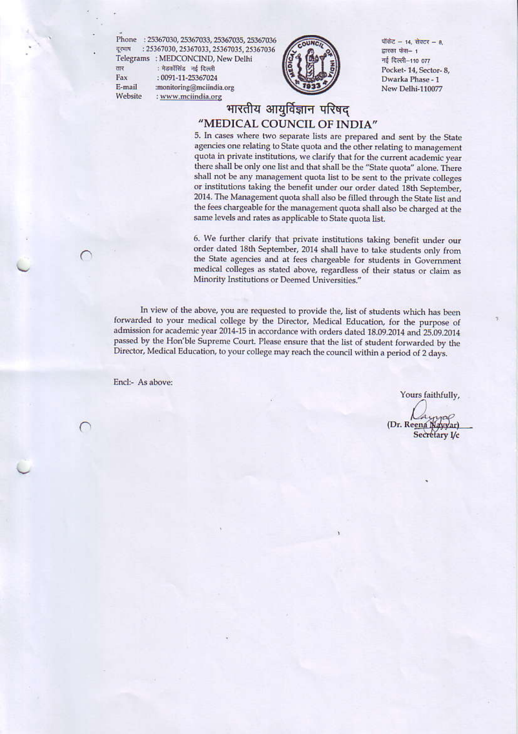Phone : 25367030, 25367033, 25367035, 25367036
दूरभाष : 25367030, 25367033, 25367035, 25367036
Telegrams : MEDCONCIND, New Delhi
तार : मेडकौंसिंड नई दिल्ली
Fax : 0091-11-25367024
E-mail :monitoring@mciindia.org
Website : www.mciindia.org

पॉकेट – 14, सेक्टर – 8,
द्वारका फेस– 1
नई दिल्ली–110 077
Pocket- 14, Sector- 8,
Dwarka Phase - 1
New Delhi-110077

# भारतीय आयुर्विज्ञान परिषद्
# "MEDICAL COUNCIL OF INDIA"

5. In cases where two separate lists are prepared and sent by the State agencies one relating to State quota and the other relating to management quota in private institutions, we clarify that for the current academic year there shall be only one list and that shall be the "State quota" alone. There shall not be any management quota list to be sent to the private colleges or institutions taking the benefit under our order dated 18th September, 2014. The Management quota shall also be filled through the State list and the fees chargeable for the management quota shall also be charged at the same levels and rates as applicable to State quota list.

6. We further clarify that private institutions taking benefit under our order dated 18th September, 2014 shall have to take students only from the State agencies and at fees chargeable for students in Government medical colleges as stated above, regardless of their status or claim as Minority Institutions or Deemed Universities."

In view of the above, you are requested to provide the, list of students which has been forwarded to your medical college by the Director, Medical Education, for the purpose of admission for academic year 2014-15 in accordance with orders dated 18.09.2014 and 25.09.2014 passed by the Hon'ble Supreme Court. Please ensure that the list of student forwarded by the Director, Medical Education, to your college may reach the council within a period of 2 days.

Encl:- As above:

Yours faithfully,

(Dr. Reena Nayyar)
Secretary I/c